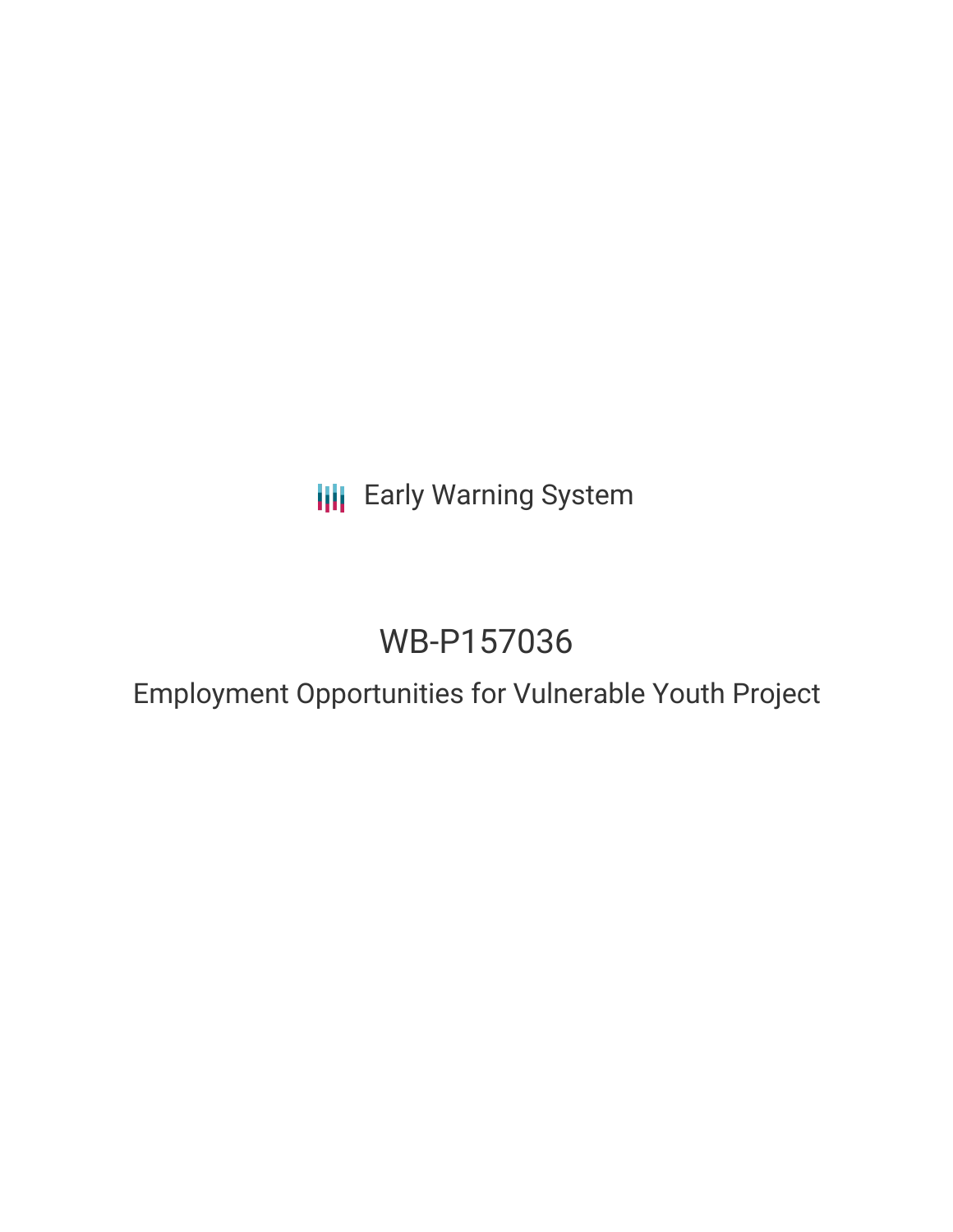Early Warning System

# WB-P157036

## Employment Opportunities for Vulnerable Youth Project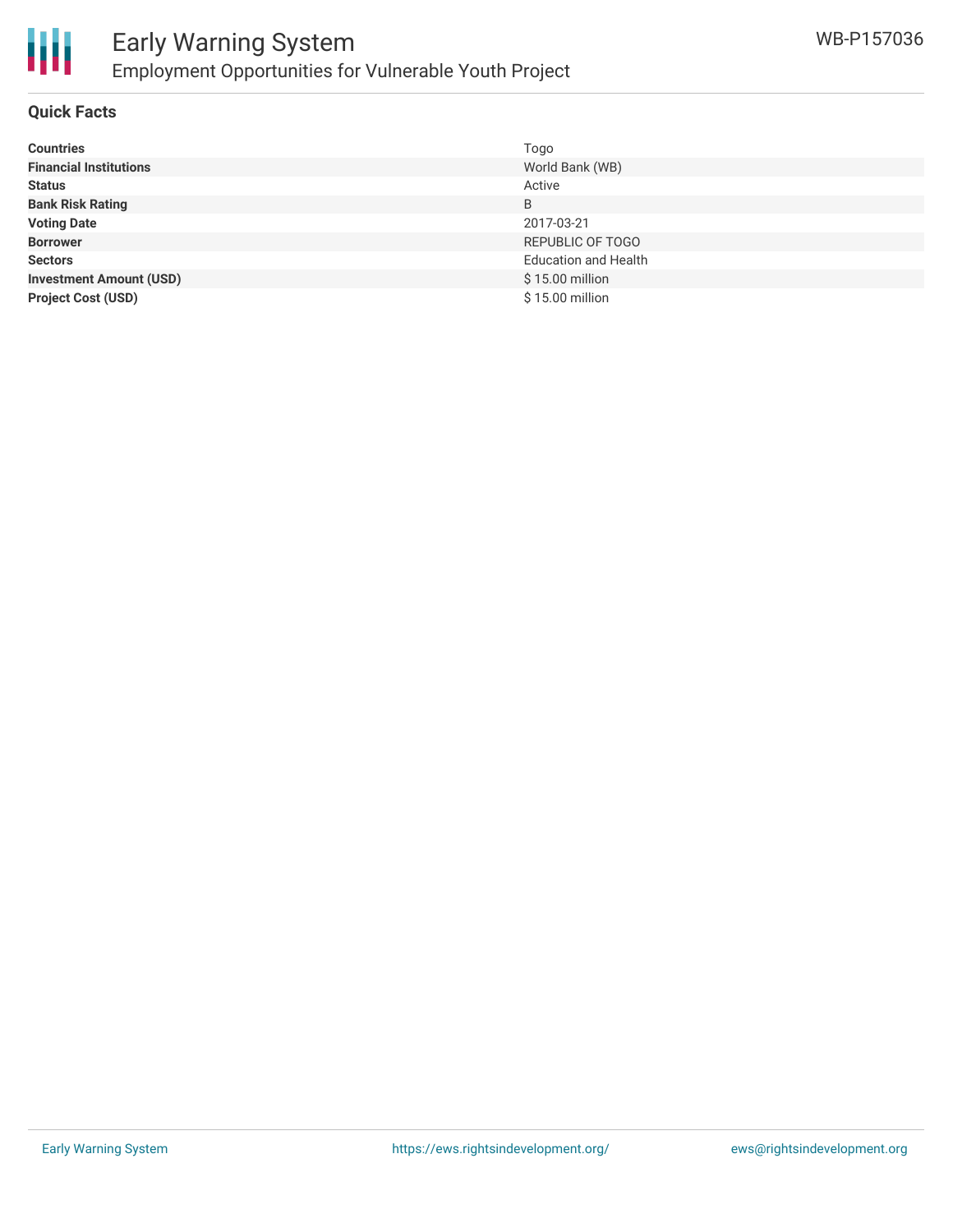## Quick Facts

| | |
|---|---|
| **Countries** | Togo |
| **Financial Institutions** | World Bank (WB) |
| **Status** | Active |
| **Bank Risk Rating** | B |
| **Voting Date** | 2017-03-21 |
| **Borrower** | REPUBLIC OF TOGO |
| **Sectors** | Education and Health |
| **Investment Amount (USD)** | $ 15.00 million |
| **Project Cost (USD)** | $ 15.00 million |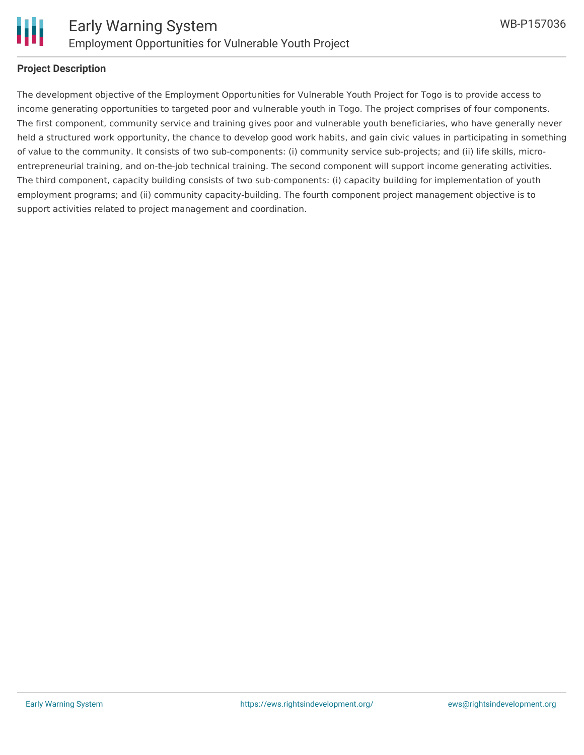## Project Description

The development objective of the Employment Opportunities for Vulnerable Youth Project for Togo is to provide access to income generating opportunities to targeted poor and vulnerable youth in Togo. The project comprises of four components. The first component, community service and training gives poor and vulnerable youth beneficiaries, who have generally never held a structured work opportunity, the chance to develop good work habits, and gain civic values in participating in something of value to the community. It consists of two sub-components: (i) community service sub-projects; and (ii) life skills, micro-entrepreneurial training, and on-the-job technical training. The second component will support income generating activities. The third component, capacity building consists of two sub-components: (i) capacity building for implementation of youth employment programs; and (ii) community capacity-building. The fourth component project management objective is to support activities related to project management and coordination.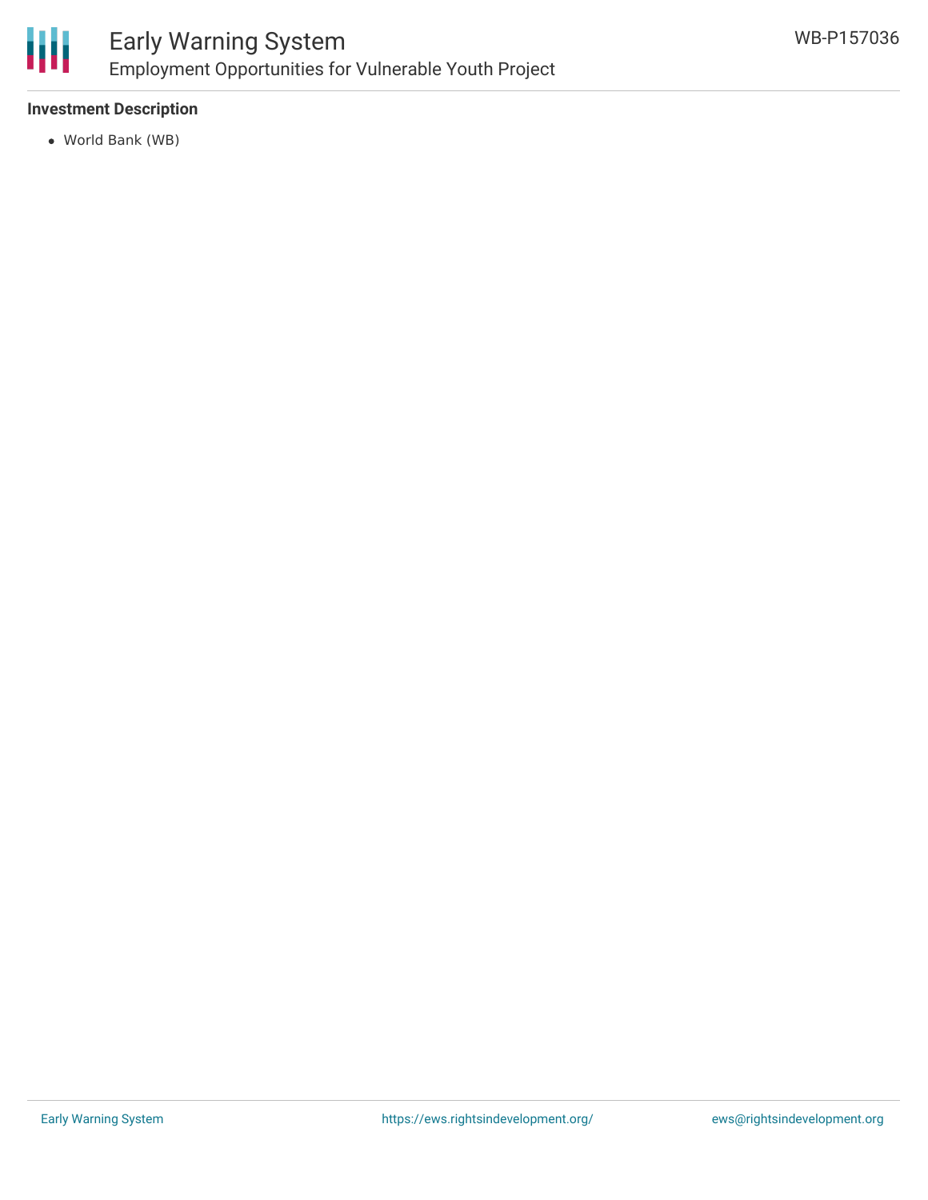### Investment Description

- World Bank (WB)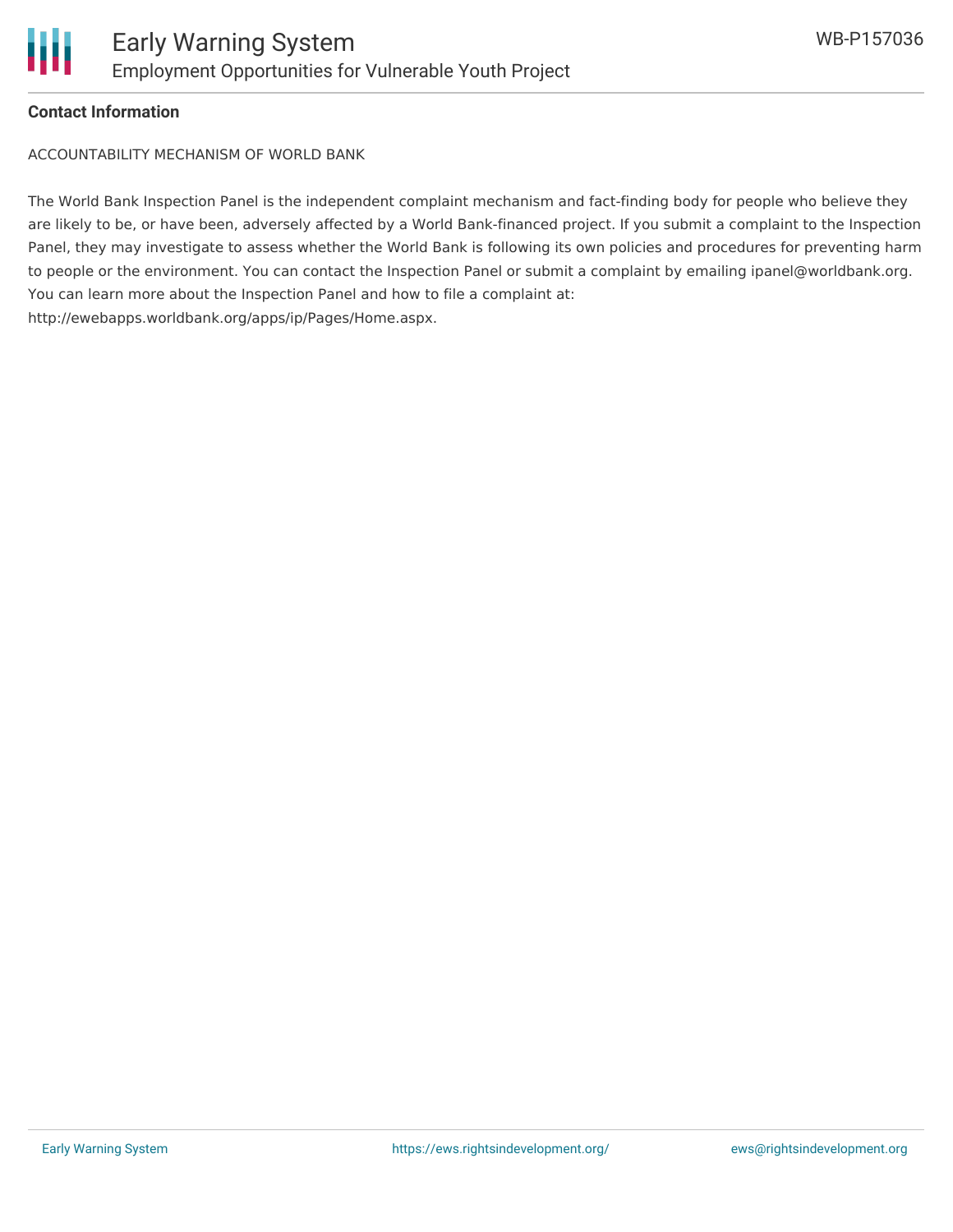## Contact Information

ACCOUNTABILITY MECHANISM OF WORLD BANK

The World Bank Inspection Panel is the independent complaint mechanism and fact-finding body for people who believe they are likely to be, or have been, adversely affected by a World Bank-financed project. If you submit a complaint to the Inspection Panel, they may investigate to assess whether the World Bank is following its own policies and procedures for preventing harm to people or the environment. You can contact the Inspection Panel or submit a complaint by emailing ipanel@worldbank.org. You can learn more about the Inspection Panel and how to file a complaint at: http://ewebapps.worldbank.org/apps/ip/Pages/Home.aspx.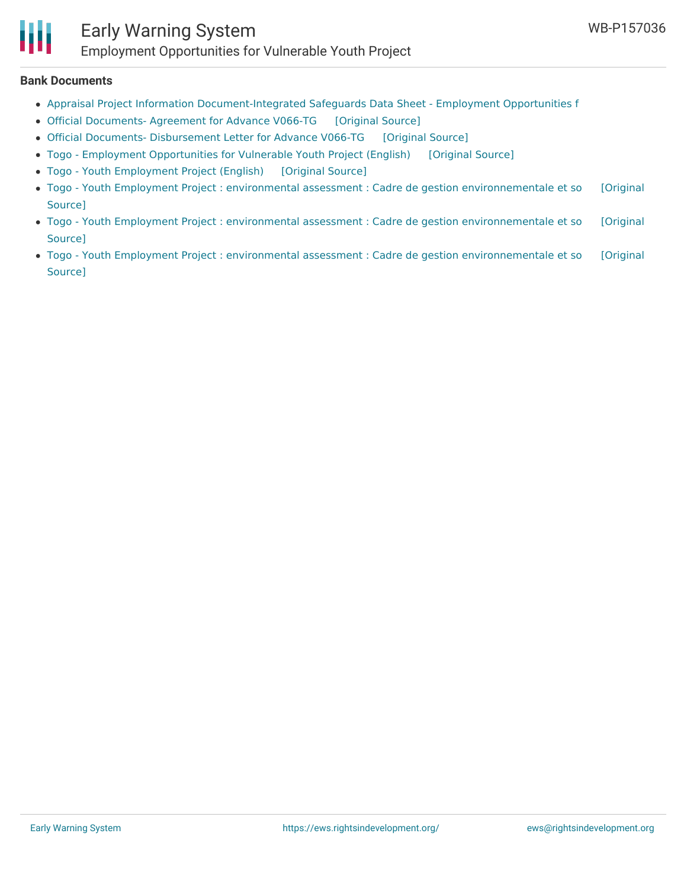### Bank Documents

- Appraisal Project Information Document-Integrated Safeguards Data Sheet - Employment Opportunities f
- Official Documents- Agreement for Advance V066-TG [Original Source]
- Official Documents- Disbursement Letter for Advance V066-TG [Original Source]
- Togo - Employment Opportunities for Vulnerable Youth Project (English) [Original Source]
- Togo - Youth Employment Project (English) [Original Source]
- Togo - Youth Employment Project : environmental assessment : Cadre de gestion environnementale et so [Original Source]
- Togo - Youth Employment Project : environmental assessment : Cadre de gestion environnementale et so [Original Source]
- Togo - Youth Employment Project : environmental assessment : Cadre de gestion environnementale et so [Original Source]